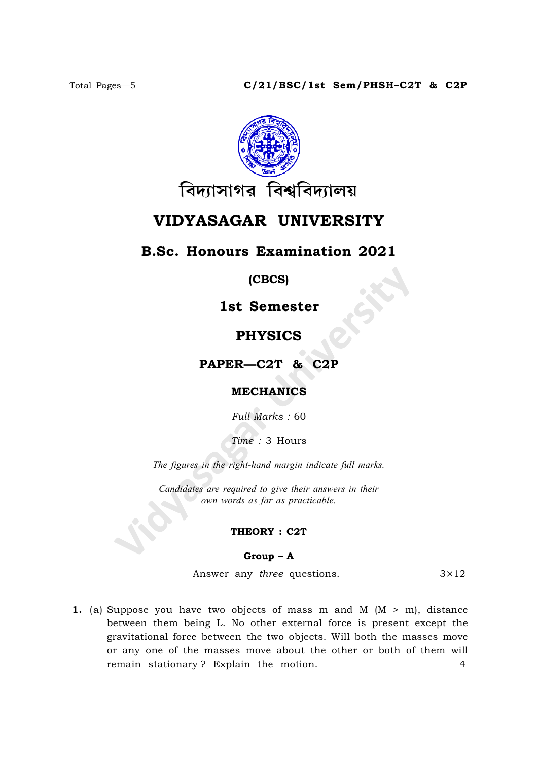C/21/BSC/1st Sem/PHSH–C2T & C2P

বিদ্যাসাগর বিশ্ববিদ্যালয়

# VIDYASAGAR UNIVERSITY

## B.Sc. Honours Examination 2021

**(CBCS)**

**1st Semester**

## PHYSICS

**PAPER—C2T & C2P**

**MECHANICS**

*Full Marks* : 60

*Time* : 3 Hours

*The figures in the right-hand margin indicate full marks.*

*Candidates are required to give their answers in their own words as far as practicable.*

**THEORY : C2T**

**Group – A**

Answer any *three* questions. $3 \times 12$

**1.** (a) Suppose you have two objects of mass m and M (M > m), distance between them being L. No other external force is present except the gravitational force between the two objects. Will both the masses move or any one of the masses move about the other or both of them will remain stationary? Explain the motion. 4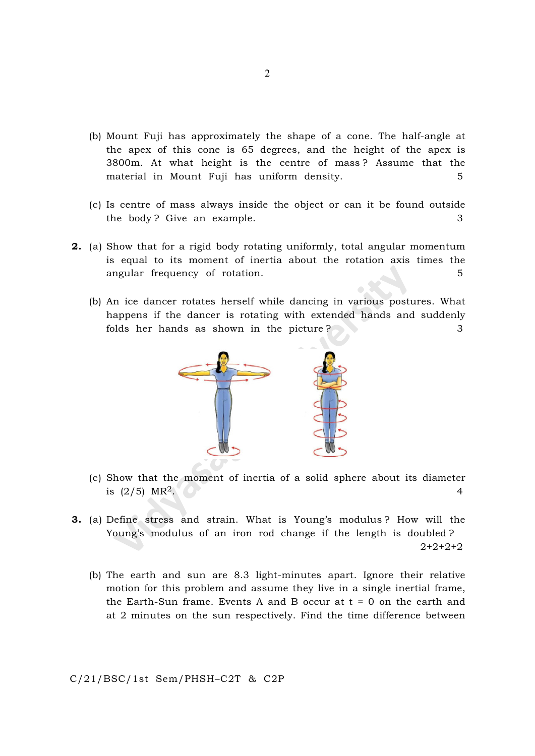(b) Mount Fuji has approximately the shape of a cone. The half-angle at the apex of this cone is 65 degrees, and the height of the apex is 3800m. At what height is the centre of mass? Assume that the material in Mount Fuji has uniform density. 5

(c) Is centre of mass always inside the object or can it be found outside the body? Give an example. 3

**2.** (a) Show that for a rigid body rotating uniformly, total angular momentum is equal to its moment of inertia about the rotation axis times the angular frequency of rotation. 5

(b) An ice dancer rotates herself while dancing in various postures. What happens if the dancer is rotating with extended hands and suddenly folds her hands as shown in the picture? 3

(c) Show that the moment of inertia of a solid sphere about its diameter is $(2/5)\ MR^2$. 4

**3.** (a) Define stress and strain. What is Young's modulus? How will the Young's modulus of an iron rod change if the length is doubled? 2+2+2+2

(b) The earth and sun are 8.3 light-minutes apart. Ignore their relative motion for this problem and assume they live in a single inertial frame, the Earth-Sun frame. Events A and B occur at $t = 0$ on the earth and at 2 minutes on the sun respectively. Find the time difference between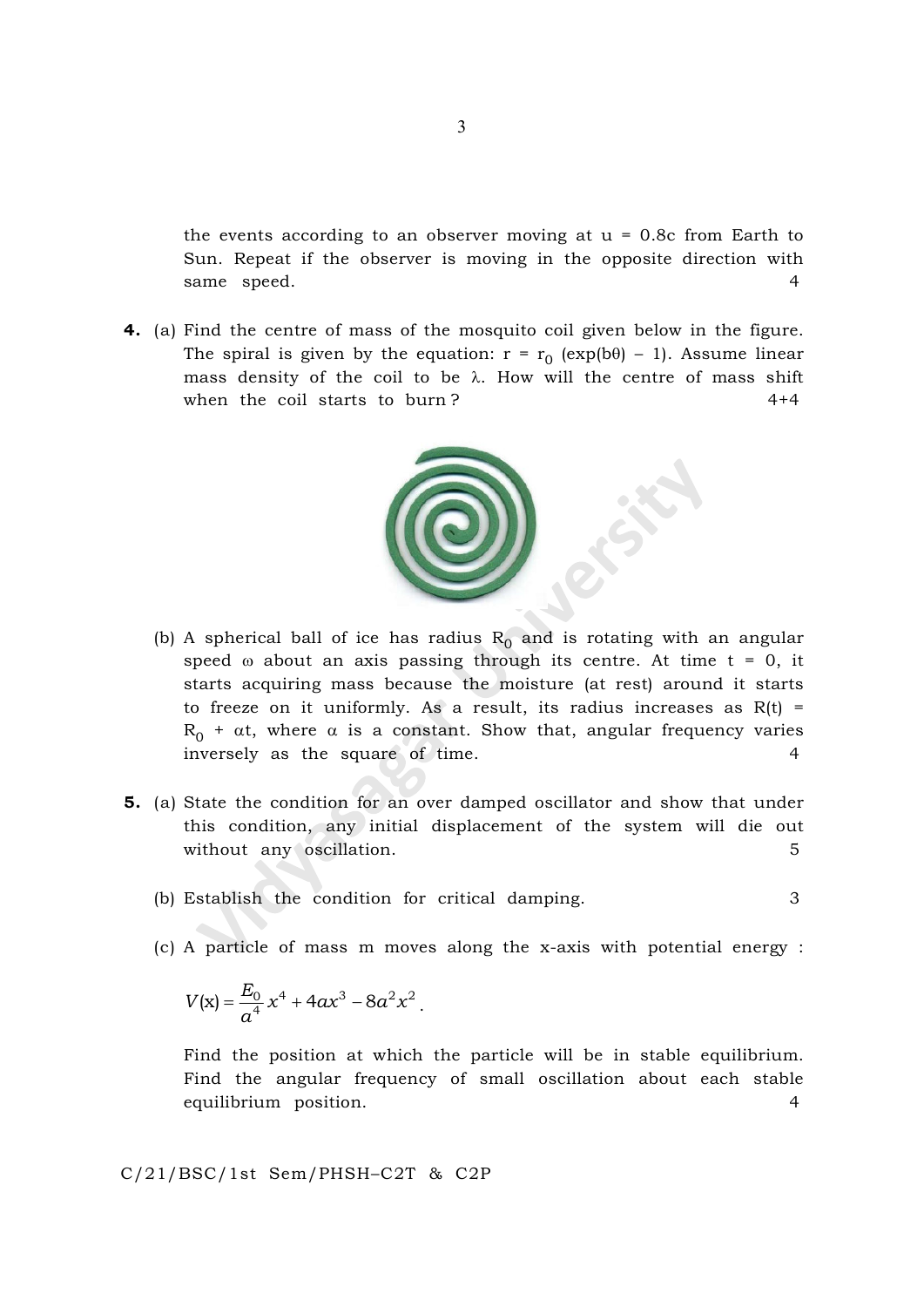the events according to an observer moving at $u = 0.8c$ from Earth to Sun. Repeat if the observer is moving in the opposite direction with same speed. 4

**4.** (a) Find the centre of mass of the mosquito coil given below in the figure. The spiral is given by the equation: $r = r_0\,(\exp(b\theta) - 1)$. Assume linear mass density of the coil to be $\lambda$. How will the centre of mass shift when the coil starts to burn ? 4+4

(b) A spherical ball of ice has radius $R_0$ and is rotating with an angular speed $\omega$ about an axis passing through its centre. At time $t = 0$, it starts acquiring mass because the moisture (at rest) around it starts to freeze on it uniformly. As a result, its radius increases as $R(t) = R_0 + \alpha t$, where $\alpha$ is a constant. Show that, angular frequency varies inversely as the square of time. 4

**5.** (a) State the condition for an over damped oscillator and show that under this condition, any initial displacement of the system will die out without any oscillation. 5

(b) Establish the condition for critical damping. 3

(c) A particle of mass m moves along the x-axis with potential energy :

$$V(\mathrm{x}) = \frac{E_0}{a^4}x^4 + 4ax^3 - 8a^2x^2.$$

Find the position at which the particle will be in stable equilibrium. Find the angular frequency of small oscillation about each stable equilibrium position. 4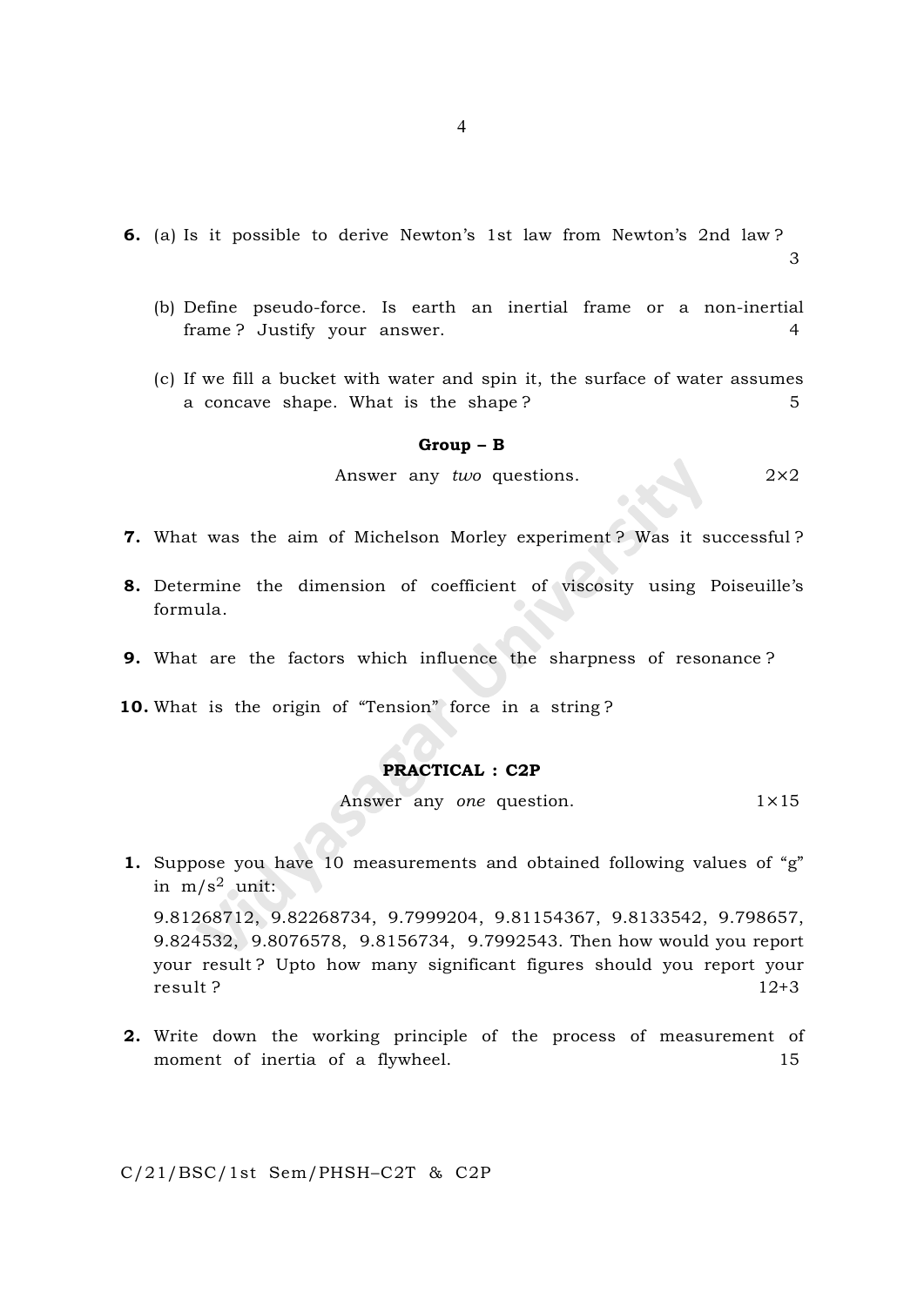6. (a) Is it possible to derive Newton's 1st law from Newton's 2nd law? 3

   (b) Define pseudo-force. Is earth an inertial frame or a non-inertial frame? Justify your answer. 4

   (c) If we fill a bucket with water and spin it, the surface of water assumes a concave shape. What is the shape? 5

**Group – B**

Answer any *two* questions. 2×2

7. What was the aim of Michelson Morley experiment? Was it successful?

8. Determine the dimension of coefficient of viscosity using Poiseuille's formula.

9. What are the factors which influence the sharpness of resonance?

10. What is the origin of "Tension" force in a string?

**PRACTICAL : C2P**

Answer any *one* question. 1×15

1. Suppose you have 10 measurements and obtained following values of "g" in $m/s^2$ unit:

   9.81268712, 9.82268734, 9.7999204, 9.81154367, 9.8133542, 9.798657, 9.824532, 9.8076578, 9.8156734, 9.7992543. Then how would you report your result? Upto how many significant figures should you report your result? 12+3

2. Write down the working principle of the process of measurement of moment of inertia of a flywheel. 15

C/21/BSC/1st Sem/PHSH–C2T & C2P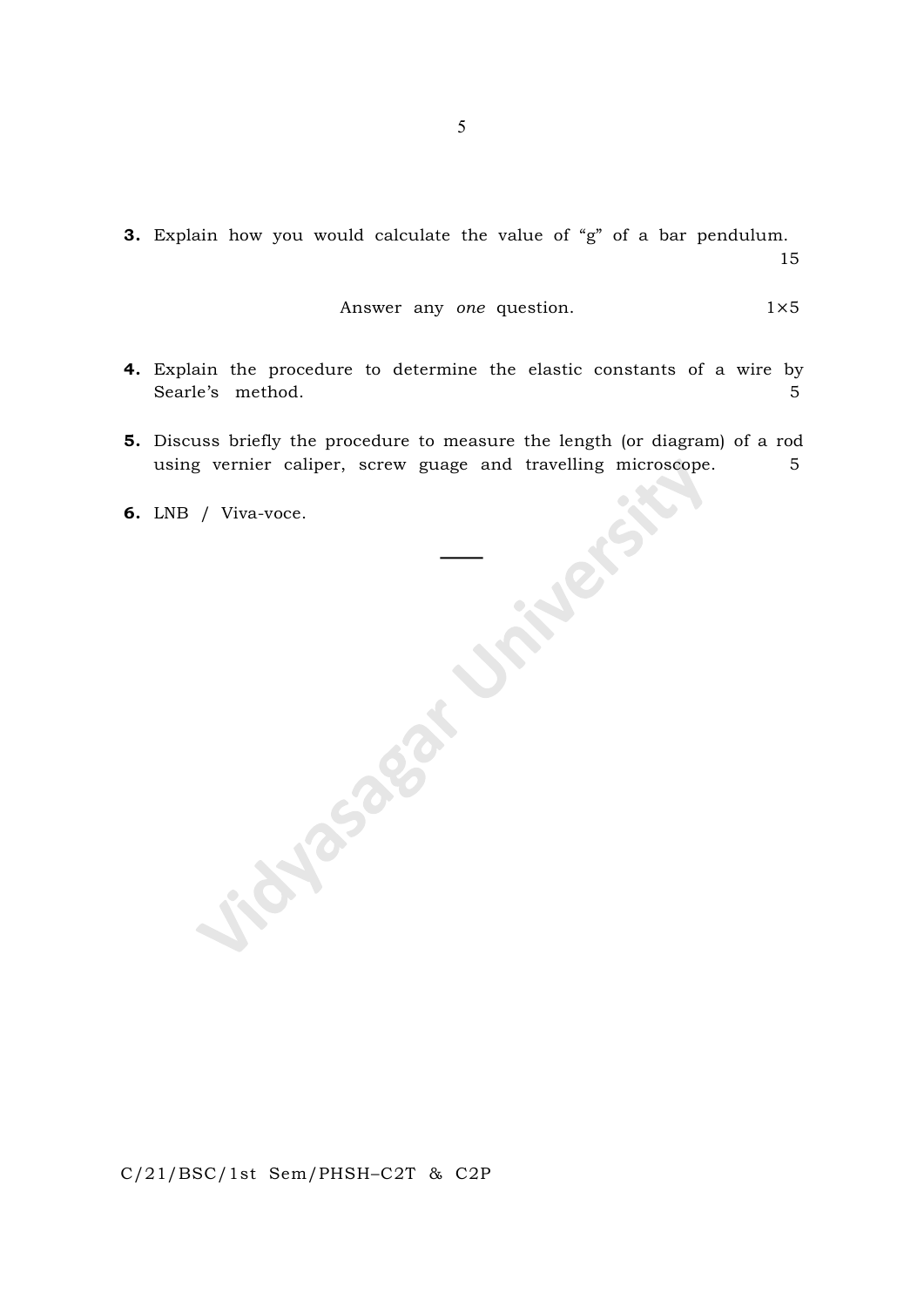**3.** Explain how you would calculate the value of "g" of a bar pendulum. 15

Answer any *one* question. 1×5

**4.** Explain the procedure to determine the elastic constants of a wire by Searle's method. 5

**5.** Discuss briefly the procedure to measure the length (or diagram) of a rod using vernier caliper, screw guage and travelling microscope. 5

**6.** LNB / Viva-voce.

———

C/21/BSC/1st Sem/PHSH–C2T & C2P